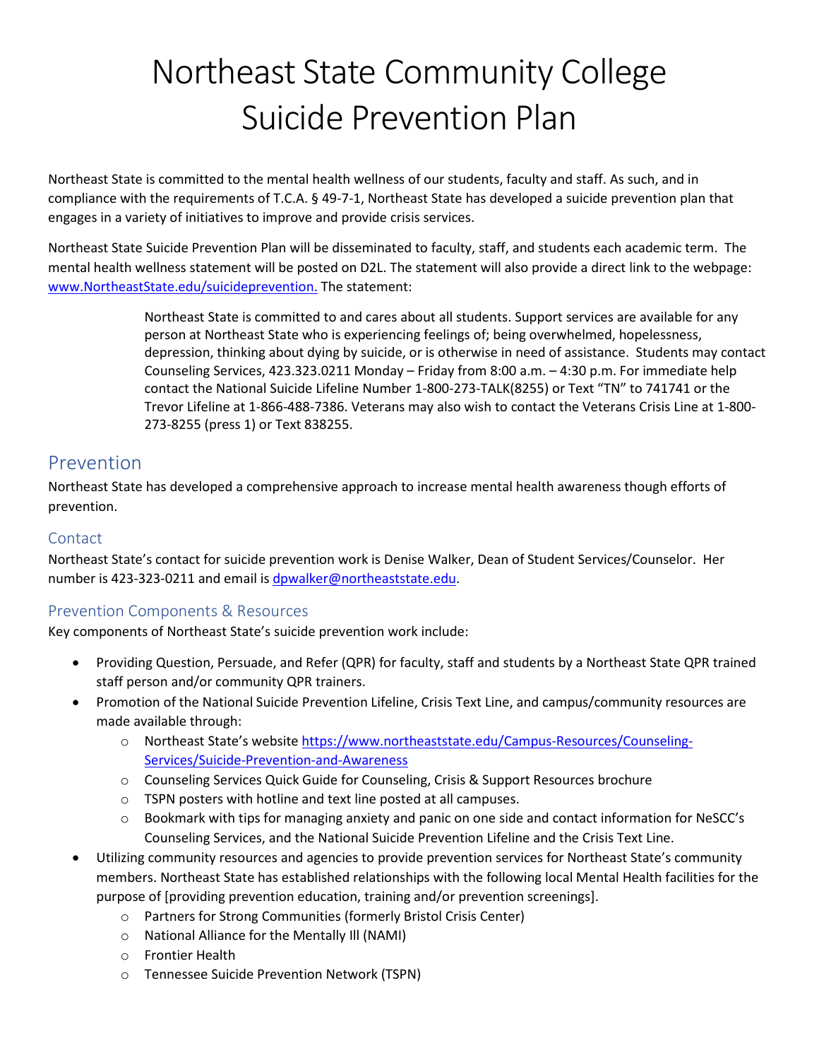# Northeast State Community College Suicide Prevention Plan

Northeast State is committed to the mental health wellness of our students, faculty and staff. As such, and in compliance with the requirements of T.C.A. § 49-7-1, Northeast State has developed a suicide prevention plan that engages in a variety of initiatives to improve and provide crisis services.

Northeast State Suicide Prevention Plan will be disseminated to faculty, staff, and students each academic term. The mental health wellness statement will be posted on D2L. The statement will also provide a direct link to the webpage: [www.NortheastState.edu/suicideprevention.](www.NortheastState.edu/suicideprevention) The statement:

> Northeast State is committed to and cares about all students. Support services are available for any person at Northeast State who is experiencing feelings of; being overwhelmed, hopelessness, depression, thinking about dying by suicide, or is otherwise in need of assistance. Students may contact Counseling Services, 423.323.0211 Monday – Friday from 8:00 a.m. – 4:30 p.m. For immediate help contact the National Suicide Lifeline Number 1-800-273-TALK(8255) or Text "TN" to 741741 or the Trevor Lifeline at 1-866-488-7386. Veterans may also wish to contact the Veterans Crisis Line at 1-800-273-8255 (press 1) or Text 838255.

## Prevention

Northeast State has developed a comprehensive approach to increase mental health awareness though efforts of prevention.

### Contact

Northeast State's contact for suicide prevention work is Denise Walker, Dean of Student Services/Counselor. Her number is 423-323-0211 and email is [dpwalker@northeaststate.edu](mailto:dpwalker@northeaststate.edu).

### Prevention Components & Resources

Key components of Northeast State's suicide prevention work include:

- Providing Question, Persuade, and Refer (QPR) for faculty, staff and students by a Northeast State QPR trained staff person and/or community QPR trainers.
- Promotion of the National Suicide Prevention Lifeline, Crisis Text Line, and campus/community resources are made available through:
  - Northeast State's website [https://www.northeaststate.edu/Campus-Resources/Counseling-Services/Suicide-Prevention-and-Awareness](https://www.northeaststate.edu/Campus-Resources/Counseling-Services/Suicide-Prevention-and-Awareness)
  - Counseling Services Quick Guide for Counseling, Crisis & Support Resources brochure
  - TSPN posters with hotline and text line posted at all campuses.
  - Bookmark with tips for managing anxiety and panic on one side and contact information for NeSCC's Counseling Services, and the National Suicide Prevention Lifeline and the Crisis Text Line.
- Utilizing community resources and agencies to provide prevention services for Northeast State's community members. Northeast State has established relationships with the following local Mental Health facilities for the purpose of [providing prevention education, training and/or prevention screenings].
  - Partners for Strong Communities (formerly Bristol Crisis Center)
  - National Alliance for the Mentally Ill (NAMI)
  - Frontier Health
  - Tennessee Suicide Prevention Network (TSPN)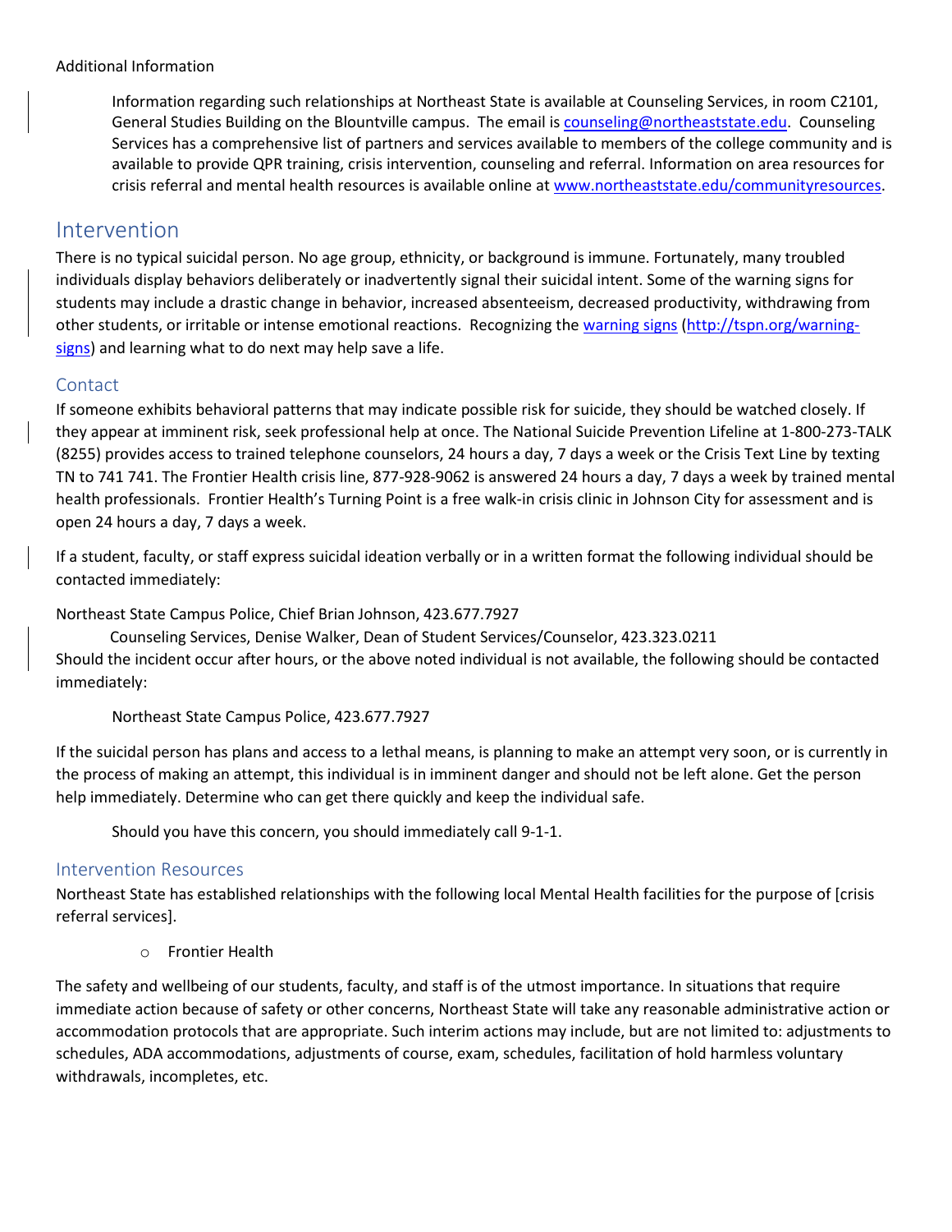Additional Information

> Information regarding such relationships at Northeast State is available at Counseling Services, in room C2101, General Studies Building on the Blountville campus. The email is [counseling@northeaststate.edu](mailto:counseling@northeaststate.edu). Counseling Services has a comprehensive list of partners and services available to members of the college community and is available to provide QPR training, crisis intervention, counseling and referral. Information on area resources for crisis referral and mental health resources is available online at [www.northeaststate.edu/communityresources](http://www.northeaststate.edu/communityresources).

## Intervention

There is no typical suicidal person. No age group, ethnicity, or background is immune. Fortunately, many troubled individuals display behaviors deliberately or inadvertently signal their suicidal intent. Some of the warning signs for students may include a drastic change in behavior, increased absenteeism, decreased productivity, withdrawing from other students, or irritable or intense emotional reactions. Recognizing the [warning signs](http://tspn.org/warning-signs) ([http://tspn.org/warning-signs](http://tspn.org/warning-signs)) and learning what to do next may help save a life.

### Contact

If someone exhibits behavioral patterns that may indicate possible risk for suicide, they should be watched closely. If they appear at imminent risk, seek professional help at once. The National Suicide Prevention Lifeline at 1-800-273-TALK (8255) provides access to trained telephone counselors, 24 hours a day, 7 days a week or the Crisis Text Line by texting TN to 741 741. The Frontier Health crisis line, 877-928-9062 is answered 24 hours a day, 7 days a week by trained mental health professionals. Frontier Health's Turning Point is a free walk-in crisis clinic in Johnson City for assessment and is open 24 hours a day, 7 days a week.

If a student, faculty, or staff express suicidal ideation verbally or in a written format the following individual should be contacted immediately:

Northeast State Campus Police, Chief Brian Johnson, 423.677.7927

> Counseling Services, Denise Walker, Dean of Student Services/Counselor, 423.323.0211

Should the incident occur after hours, or the above noted individual is not available, the following should be contacted immediately:

> Northeast State Campus Police, 423.677.7927

If the suicidal person has plans and access to a lethal means, is planning to make an attempt very soon, or is currently in the process of making an attempt, this individual is in imminent danger and should not be left alone. Get the person help immediately. Determine who can get there quickly and keep the individual safe.

> Should you have this concern, you should immediately call 9-1-1.

### Intervention Resources

Northeast State has established relationships with the following local Mental Health facilities for the purpose of [crisis referral services].

- Frontier Health

The safety and wellbeing of our students, faculty, and staff is of the utmost importance. In situations that require immediate action because of safety or other concerns, Northeast State will take any reasonable administrative action or accommodation protocols that are appropriate. Such interim actions may include, but are not limited to: adjustments to schedules, ADA accommodations, adjustments of course, exam, schedules, facilitation of hold harmless voluntary withdrawals, incompletes, etc.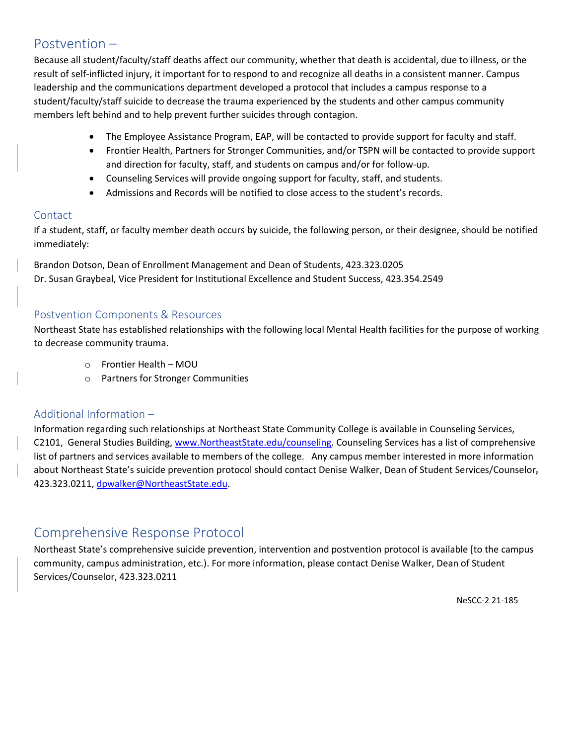## Postvention –

Because all student/faculty/staff deaths affect our community, whether that death is accidental, due to illness, or the result of self-inflicted injury, it important for to respond to and recognize all deaths in a consistent manner. Campus leadership and the communications department developed a protocol that includes a campus response to a student/faculty/staff suicide to decrease the trauma experienced by the students and other campus community members left behind and to help prevent further suicides through contagion.

- The Employee Assistance Program, EAP, will be contacted to provide support for faculty and staff.
- Frontier Health, Partners for Stronger Communities, and/or TSPN will be contacted to provide support and direction for faculty, staff, and students on campus and/or for follow-up.
- Counseling Services will provide ongoing support for faculty, staff, and students.
- Admissions and Records will be notified to close access to the student's records.

### Contact

If a student, staff, or faculty member death occurs by suicide, the following person, or their designee, should be notified immediately:

Brandon Dotson, Dean of Enrollment Management and Dean of Students, 423.323.0205
Dr. Susan Graybeal, Vice President for Institutional Excellence and Student Success, 423.354.2549

### Postvention Components & Resources

Northeast State has established relationships with the following local Mental Health facilities for the purpose of working to decrease community trauma.

- Frontier Health – MOU
- Partners for Stronger Communities

### Additional Information –

Information regarding such relationships at Northeast State Community College is available in Counseling Services, C2101, General Studies Building, www.NortheastState.edu/counseling. Counseling Services has a list of comprehensive list of partners and services available to members of the college. Any campus member interested in more information about Northeast State's suicide prevention protocol should contact Denise Walker, Dean of Student Services/Counselor, 423.323.0211, dpwalker@NortheastState.edu.

## Comprehensive Response Protocol

Northeast State's comprehensive suicide prevention, intervention and postvention protocol is available [to the campus community, campus administration, etc.). For more information, please contact Denise Walker, Dean of Student Services/Counselor, 423.323.0211

NeSCC-2 21-185